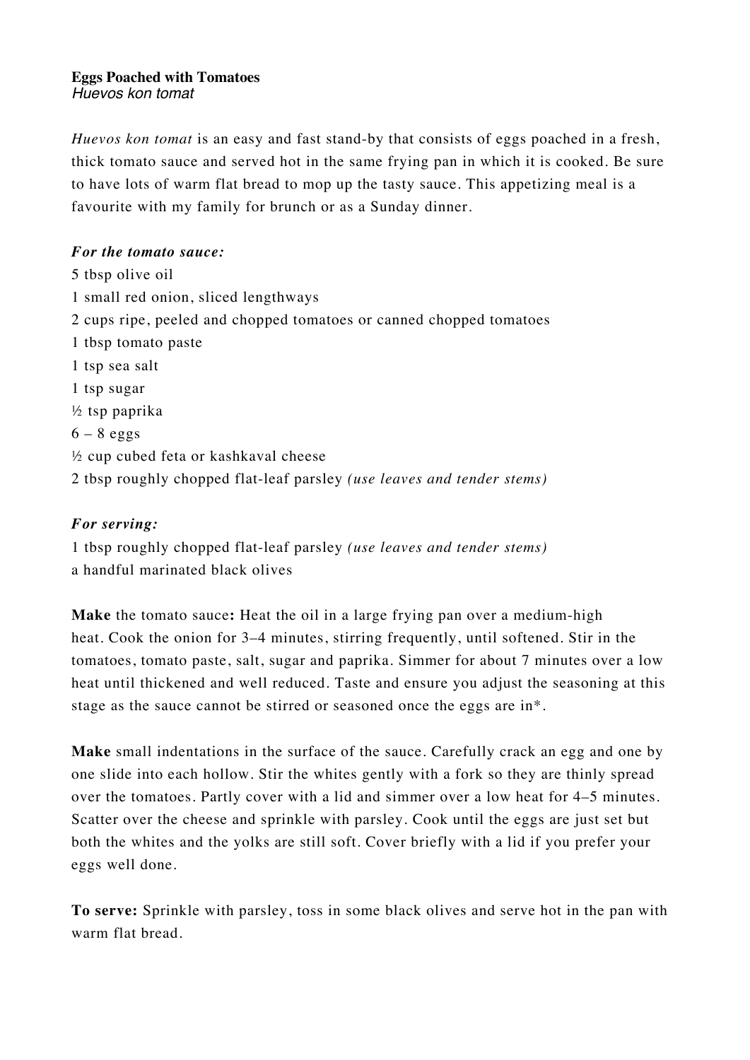# Eggs Poached with Tomatoes

*Huevos kon tomat*

*Huevos kon tomat* is an easy and fast stand-by that consists of eggs poached in a fresh, thick tomato sauce and served hot in the same frying pan in which it is cooked. Be sure to have lots of warm flat bread to mop up the tasty sauce. This appetizing meal is a favourite with my family for brunch or as a Sunday dinner.

***For the tomato sauce:***

5 tbsp olive oil
1 small red onion, sliced lengthways
2 cups ripe, peeled and chopped tomatoes or canned chopped tomatoes
1 tbsp tomato paste
1 tsp sea salt
1 tsp sugar
½ tsp paprika
6 – 8 eggs
½ cup cubed feta or kashkaval cheese
2 tbsp roughly chopped flat-leaf parsley *(use leaves and tender stems)*

***For serving:***

1 tbsp roughly chopped flat-leaf parsley *(use leaves and tender stems)*
a handful marinated black olives

**Make** the tomato sauce**:** Heat the oil in a large frying pan over a medium-high heat. Cook the onion for 3–4 minutes, stirring frequently, until softened. Stir in the tomatoes, tomato paste, salt, sugar and paprika. Simmer for about 7 minutes over a low heat until thickened and well reduced. Taste and ensure you adjust the seasoning at this stage as the sauce cannot be stirred or seasoned once the eggs are in*.

**Make** small indentations in the surface of the sauce. Carefully crack an egg and one by one slide into each hollow. Stir the whites gently with a fork so they are thinly spread over the tomatoes. Partly cover with a lid and simmer over a low heat for 4–5 minutes. Scatter over the cheese and sprinkle with parsley. Cook until the eggs are just set but both the whites and the yolks are still soft. Cover briefly with a lid if you prefer your eggs well done.

**To serve:** Sprinkle with parsley, toss in some black olives and serve hot in the pan with warm flat bread.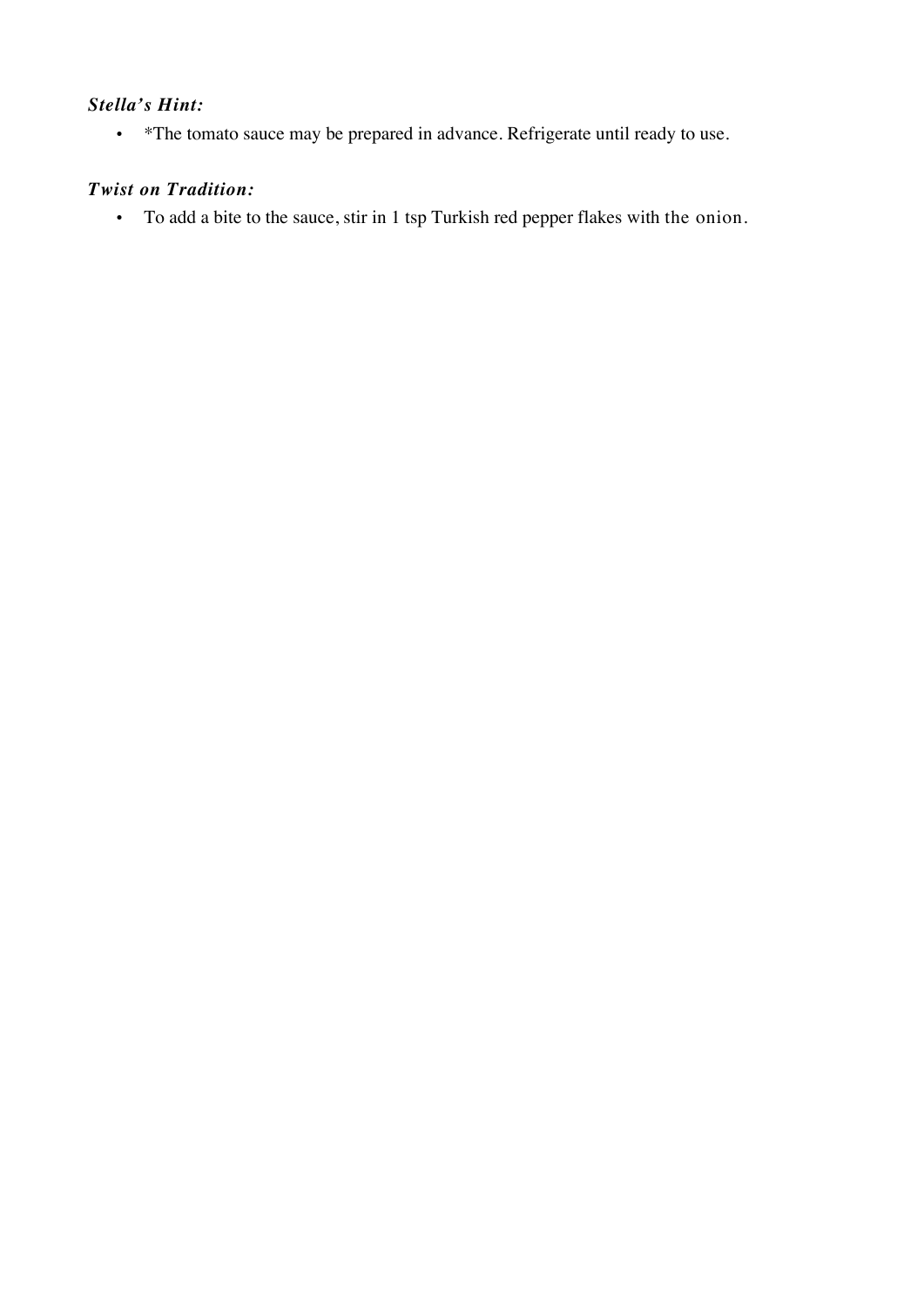***Stella's Hint:***

- *The tomato sauce may be prepared in advance. Refrigerate until ready to use.

***Twist on Tradition:***

- To add a bite to the sauce, stir in 1 tsp Turkish red pepper flakes with the onion.